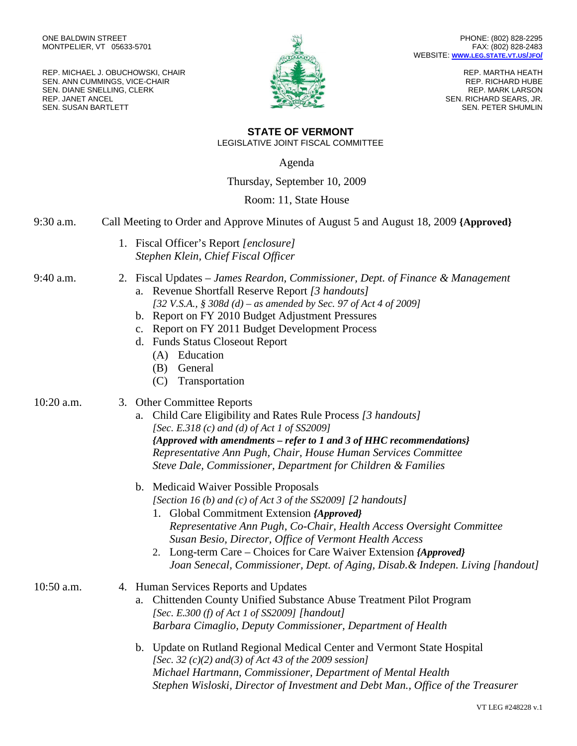ONE BALDWIN STREET
MONTPELIER, VT 05633-5701

PHONE: (802) 828-2295
FAX: (802) 828-2483
WEBSITE: WWW.LEG.STATE.VT.US/JFO/

REP. MICHAEL J. OBUCHOWSKI, CHAIR
SEN. ANN CUMMINGS, VICE-CHAIR
SEN. DIANE SNELLING, CLERK
REP. JANET ANCEL
SEN. SUSAN BARTLETT

REP. MARTHA HEATH
REP. RICHARD HUBE
REP. MARK LARSON
SEN. RICHARD SEARS, JR.
SEN. PETER SHUMLIN

# STATE OF VERMONT

LEGISLATIVE JOINT FISCAL COMMITTEE

Agenda

Thursday, September 10, 2009

Room: 11, State House

**9:30 a.m.** Call Meeting to Order and Approve Minutes of August 5 and August 18, 2009 **{Approved}**

1. Fiscal Officer's Report *[enclosure]*
   *Stephen Klein, Chief Fiscal Officer*

**9:40 a.m.**

2. Fiscal Updates – *James Reardon, Commissioner, Dept. of Finance & Management*
   a. Revenue Shortfall Reserve Report *[3 handouts]*
      *[32 V.S.A., § 308d (d) – as amended by Sec. 97 of Act 4 of 2009]*
   b. Report on FY 2010 Budget Adjustment Pressures
   c. Report on FY 2011 Budget Development Process
   d. Funds Status Closeout Report
      (A) Education
      (B) General
      (C) Transportation

**10:20 a.m.**

3. Other Committee Reports
   a. Child Care Eligibility and Rates Rule Process *[3 handouts]*
      *[Sec. E.318 (c) and (d) of Act 1 of SS2009]*
      ***{Approved with amendments – refer to 1 and 3 of HHC recommendations}***
      *Representative Ann Pugh, Chair, House Human Services Committee*
      *Steve Dale, Commissioner, Department for Children & Families*

   b. Medicaid Waiver Possible Proposals
      *[Section 16 (b) and (c) of Act 3 of the SS2009] [2 handouts]*
      1. Global Commitment Extension ***{Approved}***
         *Representative Ann Pugh, Co-Chair, Health Access Oversight Committee*
         *Susan Besio, Director, Office of Vermont Health Access*
      2. Long-term Care – Choices for Care Waiver Extension ***{Approved}***
         *Joan Senecal, Commissioner, Dept. of Aging, Disab.& Indepen. Living [handout]*

**10:50 a.m.**

4. Human Services Reports and Updates
   a. Chittenden County Unified Substance Abuse Treatment Pilot Program
      *[Sec. E.300 (f) of Act 1 of SS2009] [handout]*
      *Barbara Cimaglio, Deputy Commissioner, Department of Health*

   b. Update on Rutland Regional Medical Center and Vermont State Hospital
      *[Sec. 32 (c)(2) and(3) of Act 43 of the 2009 session]*
      *Michael Hartmann, Commissioner, Department of Mental Health*
      *Stephen Wisloski, Director of Investment and Debt Man., Office of the Treasurer*

VT LEG #248228 v.1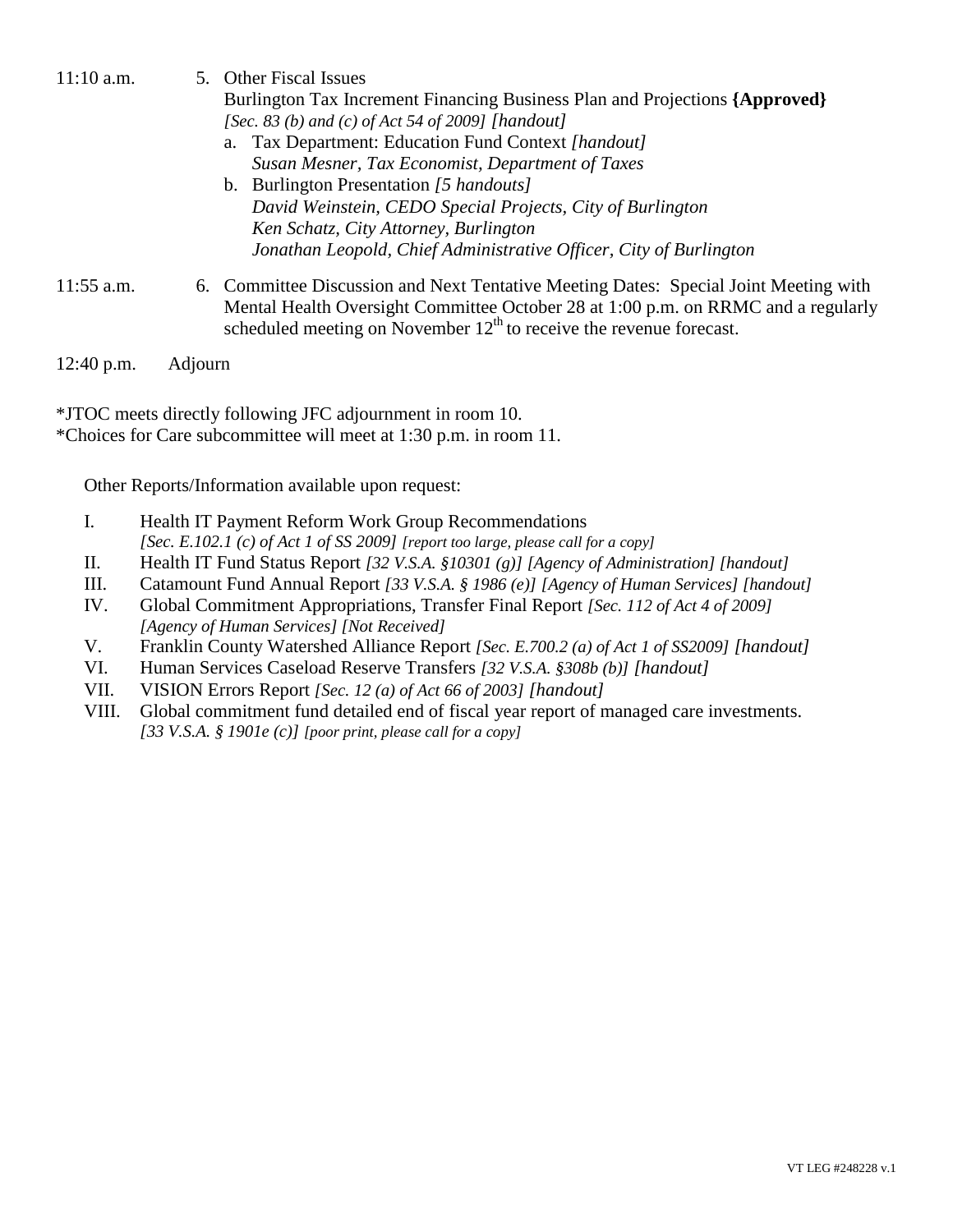11:10 a.m. 5. Other Fiscal Issues

Burlington Tax Increment Financing Business Plan and Projections **{Approved}**
*[Sec. 83 (b) and (c) of Act 54 of 2009] [handout]*

a. Tax Department: Education Fund Context *[handout]*
*Susan Mesner, Tax Economist, Department of Taxes*

b. Burlington Presentation *[5 handouts]*
*David Weinstein, CEDO Special Projects, City of Burlington*
*Ken Schatz, City Attorney, Burlington*
*Jonathan Leopold, Chief Administrative Officer, City of Burlington*

11:55 a.m. 6. Committee Discussion and Next Tentative Meeting Dates: Special Joint Meeting with Mental Health Oversight Committee October 28 at 1:00 p.m. on RRMC and a regularly scheduled meeting on November 12th to receive the revenue forecast.

12:40 p.m. Adjourn

*JTOC meets directly following JFC adjournment in room 10.
*Choices for Care subcommittee will meet at 1:30 p.m. in room 11.

Other Reports/Information available upon request:

I. Health IT Payment Reform Work Group Recommendations
*[Sec. E.102.1 (c) of Act 1 of SS 2009] [report too large, please call for a copy]*

II. Health IT Fund Status Report *[32 V.S.A. §10301 (g)] [Agency of Administration] [handout]*

III. Catamount Fund Annual Report *[33 V.S.A. § 1986 (e)] [Agency of Human Services] [handout]*

IV. Global Commitment Appropriations, Transfer Final Report *[Sec. 112 of Act 4 of 2009] [Agency of Human Services] [Not Received]*

V. Franklin County Watershed Alliance Report *[Sec. E.700.2 (a) of Act 1 of SS2009] [handout]*

VI. Human Services Caseload Reserve Transfers *[32 V.S.A. §308b (b)] [handout]*

VII. VISION Errors Report *[Sec. 12 (a) of Act 66 of 2003] [handout]*

VIII. Global commitment fund detailed end of fiscal year report of managed care investments.
*[33 V.S.A. § 1901e (c)] [poor print, please call for a copy]*

VT LEG #248228 v.1